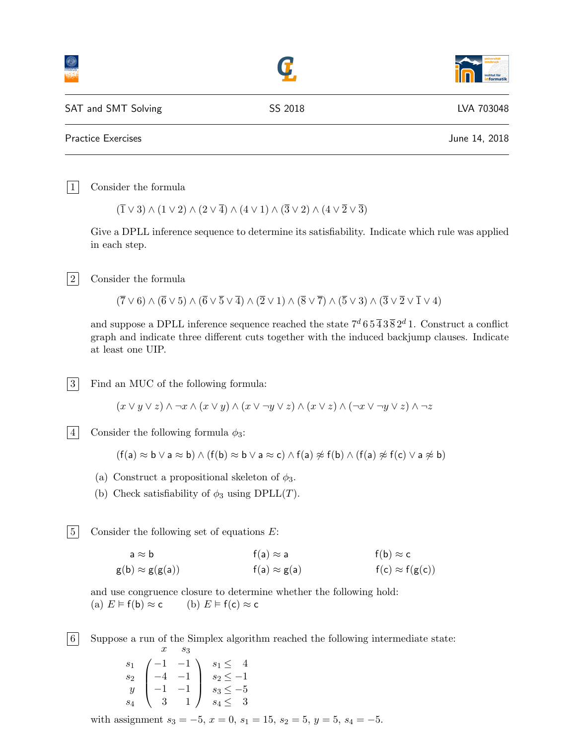SAT and SMT Solving | SS 2018 | LVA 703048

Practice Exercises | June 14, 2018

**1** Consider the formula

$$(\overline{1} \vee 3) \wedge (1 \vee 2) \wedge (2 \vee \overline{4}) \wedge (4 \vee 1) \wedge (\overline{3} \vee 2) \wedge (4 \vee \overline{2} \vee \overline{3})$$

Give a DPLL inference sequence to determine its satisfiability. Indicate which rule was applied in each step.

**2** Consider the formula

$$(\overline{7} \vee 6) \wedge (\overline{6} \vee 5) \wedge (\overline{6} \vee \overline{5} \vee \overline{4}) \wedge (\overline{2} \vee 1) \wedge (\overline{8} \vee \overline{7}) \wedge (\overline{5} \vee 3) \wedge (\overline{3} \vee \overline{2} \vee \overline{1} \vee 4)$$

and suppose a DPLL inference sequence reached the state $7^d\, 6\, 5\, \overline{4}\, 3\, \overline{8}\, 2^d\, 1$. Construct a conflict graph and indicate three different cuts together with the induced backjump clauses. Indicate at least one UIP.

**3** Find an MUC of the following formula:

$$(x \vee y \vee z) \wedge \neg x \wedge (x \vee y) \wedge (x \vee \neg y \vee z) \wedge (x \vee z) \wedge (\neg x \vee \neg y \vee z) \wedge \neg z$$

**4** Consider the following formula $\phi_3$:

$$(\mathsf{f}(\mathsf{a}) \approx \mathsf{b} \vee \mathsf{a} \approx \mathsf{b}) \wedge (\mathsf{f}(\mathsf{b}) \approx \mathsf{b} \vee \mathsf{a} \approx \mathsf{c}) \wedge \mathsf{f}(\mathsf{a}) \not\approx \mathsf{f}(\mathsf{b}) \wedge (\mathsf{f}(\mathsf{a}) \not\approx \mathsf{f}(\mathsf{c}) \vee \mathsf{a} \not\approx \mathsf{b})$$

(a) Construct a propositional skeleton of $\phi_3$.

(b) Check satisfiability of $\phi_3$ using DPLL($T$).

**5** Consider the following set of equations $E$:

$$\begin{array}{lll} \mathsf{a} \approx \mathsf{b} & \mathsf{f}(\mathsf{a}) \approx \mathsf{a} & \mathsf{f}(\mathsf{b}) \approx \mathsf{c} \\ \mathsf{g}(\mathsf{b}) \approx \mathsf{g}(\mathsf{g}(\mathsf{a})) & \mathsf{f}(\mathsf{a}) \approx \mathsf{g}(\mathsf{a}) & \mathsf{f}(\mathsf{c}) \approx \mathsf{f}(\mathsf{g}(\mathsf{c})) \end{array}$$

and use congruence closure to determine whether the following hold:
(a) $E \vDash \mathsf{f}(\mathsf{b}) \approx \mathsf{c}$ (b) $E \vDash \mathsf{f}(\mathsf{c}) \approx \mathsf{c}$

**6** Suppose a run of the Simplex algorithm reached the following intermediate state:

$$\begin{array}{c} \\ s_1 \\ s_2 \\ y \\ s_4 \end{array} \begin{array}{c} \begin{array}{cc} \;\;x & \;\;s_3 \end{array} \\ \begin{pmatrix} -1 & -1 \\ -4 & -1 \\ -1 & -1 \\ 3 & 1 \end{pmatrix} \end{array} \quad \begin{array}{l} \\ s_1 \leq \;\;\;4 \\ s_2 \leq -1 \\ s_3 \leq -5 \\ s_4 \leq \;\;\;3 \end{array}$$

with assignment $s_3 = -5$, $x = 0$, $s_1 = 15$, $s_2 = 5$, $y = 5$, $s_4 = -5$.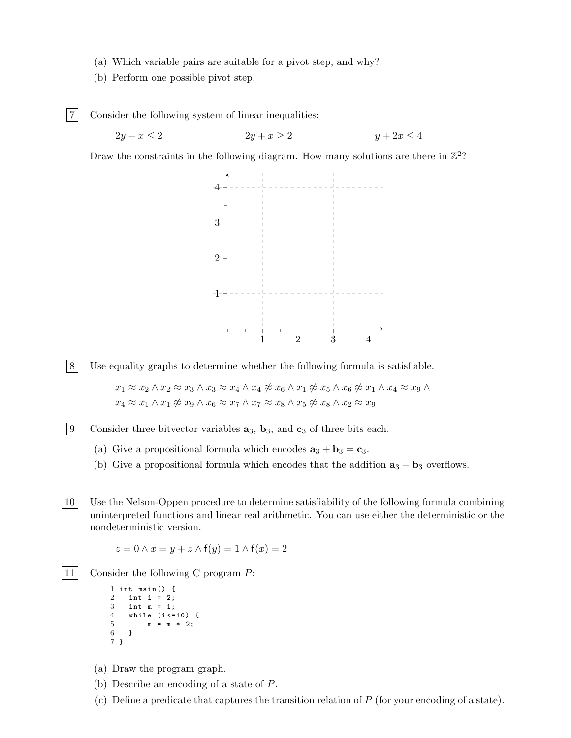(a) Which variable pairs are suitable for a pivot step, and why?

(b) Perform one possible pivot step.

**7** Consider the following system of linear inequalities:

$$2y - x \leq 2 \qquad\qquad 2y + x \geq 2 \qquad\qquad y + 2x \leq 4$$

Draw the constraints in the following diagram. How many solutions are there in $\mathbb{Z}^2$?

4
3
2
1
1 2 3 4

**8** Use equality graphs to determine whether the following formula is satisfiable.

$$x_1 \approx x_2 \land x_2 \approx x_3 \land x_3 \approx x_4 \land x_4 \not\approx x_6 \land x_1 \not\approx x_5 \land x_6 \not\approx x_1 \land x_4 \approx x_9 \land$$
$$x_4 \approx x_1 \land x_1 \not\approx x_9 \land x_6 \approx x_7 \land x_7 \approx x_8 \land x_5 \not\approx x_8 \land x_2 \approx x_9$$

**9** Consider three bitvector variables $\mathbf{a}_3$, $\mathbf{b}_3$, and $\mathbf{c}_3$ of three bits each.

(a) Give a propositional formula which encodes $\mathbf{a}_3 + \mathbf{b}_3 = \mathbf{c}_3$.

(b) Give a propositional formula which encodes that the addition $\mathbf{a}_3 + \mathbf{b}_3$ overflows.

**10** Use the Nelson-Oppen procedure to determine satisfiability of the following formula combining uninterpreted functions and linear real arithmetic. You can use either the deterministic or the nondeterministic version.

$$z = 0 \land x = y + z \land \mathsf{f}(y) = 1 \land \mathsf{f}(x) = 2$$

**11** Consider the following C program $P$:

```
1 int main() {
2   int i = 2;
3   int m = 1;
4   while (i<=10) {
5       m = m * 2;
6   }
7 }
```

(a) Draw the program graph.

(b) Describe an encoding of a state of $P$.

(c) Define a predicate that captures the transition relation of $P$ (for your encoding of a state).